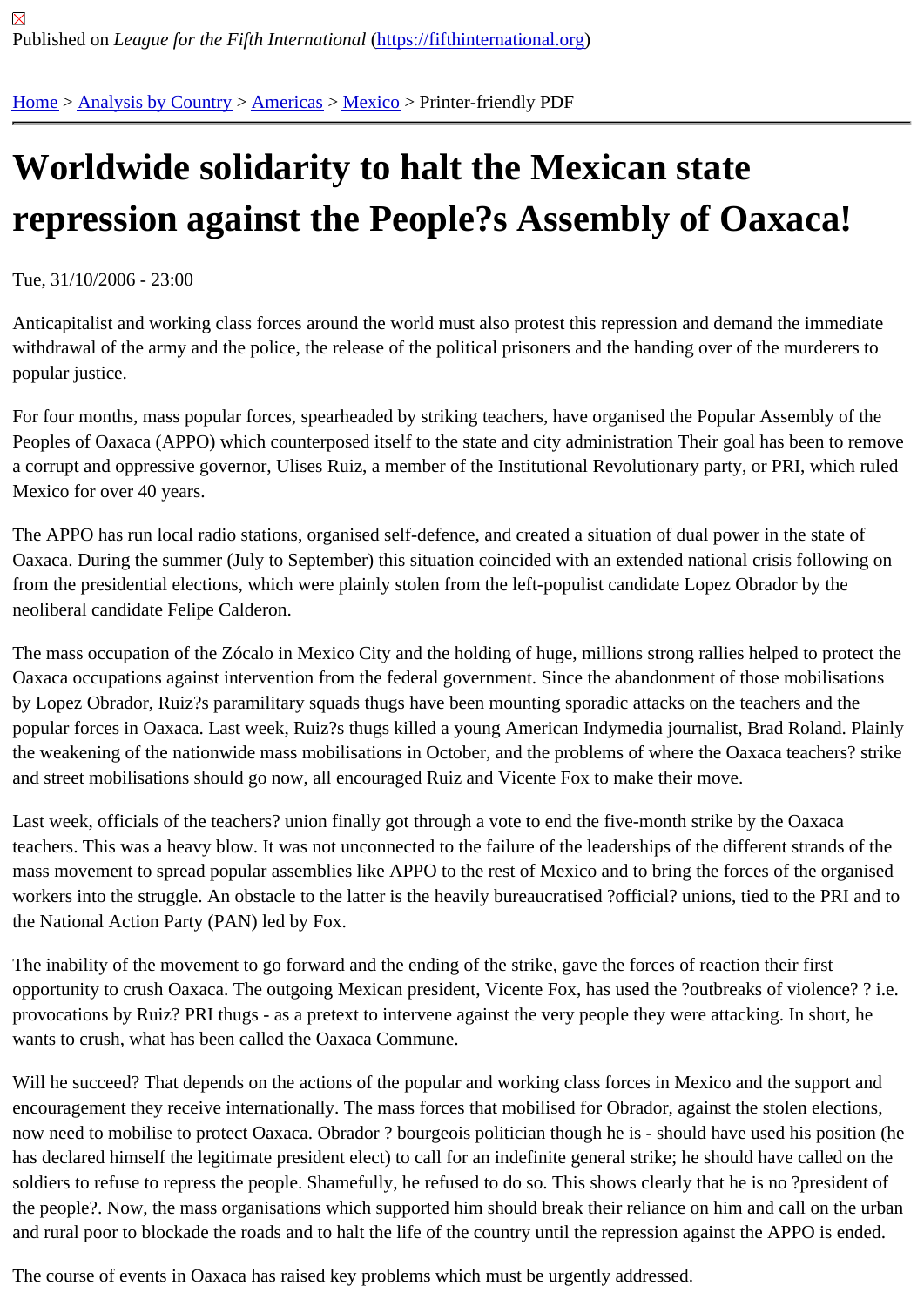Published on *League for the Fifth International* (https://fifthinternational.org)

Home > Analysis by Country > Americas > Mexico > Printer-friendly PDF

# Worldwide solidarity to halt the Mexican state repression against the People?s Assembly of Oaxaca!

Tue, 31/10/2006 - 23:00

Anticapitalist and working class forces around the world must also protest this repression and demand the immediate withdrawal of the army and the police, the release of the political prisoners and the handing over of the murderers to popular justice.

For four months, mass popular forces, spearheaded by striking teachers, have organised the Popular Assembly of the Peoples of Oaxaca (APPO) which counterposed itself to the state and city administration Their goal has been to remove a corrupt and oppressive governor, Ulises Ruiz, a member of the Institutional Revolutionary party, or PRI, which ruled Mexico for over 40 years.

The APPO has run local radio stations, organised self-defence, and created a situation of dual power in the state of Oaxaca. During the summer (July to September) this situation coincided with an extended national crisis following on from the presidential elections, which were plainly stolen from the left-populist candidate Lopez Obrador by the neoliberal candidate Felipe Calderon.

The mass occupation of the Zócalo in Mexico City and the holding of huge, millions strong rallies helped to protect the Oaxaca occupations against intervention from the federal government. Since the abandonment of those mobilisations by Lopez Obrador, Ruiz?s paramilitary squads thugs have been mounting sporadic attacks on the teachers and the popular forces in Oaxaca. Last week, Ruiz?s thugs killed a young American Indymedia journalist, Brad Roland. Plainly the weakening of the nationwide mass mobilisations in October, and the problems of where the Oaxaca teachers? strike and street mobilisations should go now, all encouraged Ruiz and Vicente Fox to make their move.

Last week, officials of the teachers? union finally got through a vote to end the five-month strike by the Oaxaca teachers. This was a heavy blow. It was not unconnected to the failure of the leaderships of the different strands of the mass movement to spread popular assemblies like APPO to the rest of Mexico and to bring the forces of the organised workers into the struggle. An obstacle to the latter is the heavily bureaucratised ?official? unions, tied to the PRI and to the National Action Party (PAN) led by Fox.

The inability of the movement to go forward and the ending of the strike, gave the forces of reaction their first opportunity to crush Oaxaca. The outgoing Mexican president, Vicente Fox, has used the ?outbreaks of violence? ? i.e. provocations by Ruiz? PRI thugs - as a pretext to intervene against the very people they were attacking. In short, he wants to crush, what has been called the Oaxaca Commune.

Will he succeed? That depends on the actions of the popular and working class forces in Mexico and the support and encouragement they receive internationally. The mass forces that mobilised for Obrador, against the stolen elections, now need to mobilise to protect Oaxaca. Obrador ? bourgeois politician though he is - should have used his position (he has declared himself the legitimate president elect) to call for an indefinite general strike; he should have called on the soldiers to refuse to repress the people. Shamefully, he refused to do so. This shows clearly that he is no ?president of the people?. Now, the mass organisations which supported him should break their reliance on him and call on the urban and rural poor to blockade the roads and to halt the life of the country until the repression against the APPO is ended.

The course of events in Oaxaca has raised key problems which must be urgently addressed.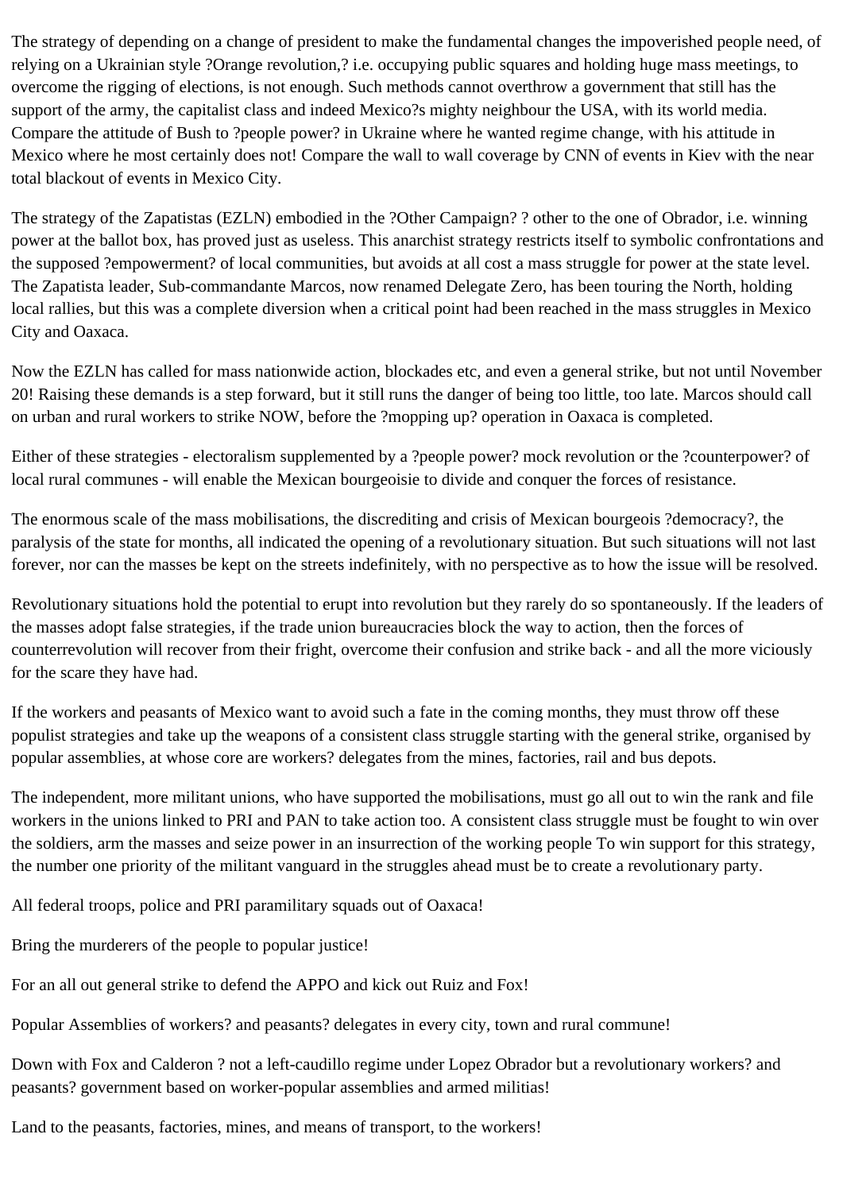The strategy of depending on a change of president to make the fundamental changes the impoverished people need, of relying on a Ukrainian style ?Orange revolution,? i.e. occupying public squares and holding huge mass meetings, to overcome the rigging of elections, is not enough. Such methods cannot overthrow a government that still has the support of the army, the capitalist class and indeed Mexico?s mighty neighbour the USA, with its world media. Compare the attitude of Bush to ?people power? in Ukraine where he wanted regime change, with his attitude in Mexico where he most certainly does not! Compare the wall to wall coverage by CNN of events in Kiev with the near total blackout of events in Mexico City.

The strategy of the Zapatistas (EZLN) embodied in the ?Other Campaign? ? other to the one of Obrador, i.e. winning power at the ballot box, has proved just as useless. This anarchist strategy restricts itself to symbolic confrontations and the supposed ?empowerment? of local communities, but avoids at all cost a mass struggle for power at the state level. The Zapatista leader, Sub-commandante Marcos, now renamed Delegate Zero, has been touring the North, holding local rallies, but this was a complete diversion when a critical point had been reached in the mass struggles in Mexico City and Oaxaca.

Now the EZLN has called for mass nationwide action, blockades etc, and even a general strike, but not until November 20! Raising these demands is a step forward, but it still runs the danger of being too little, too late. Marcos should call on urban and rural workers to strike NOW, before the ?mopping up? operation in Oaxaca is completed.

Either of these strategies - electoralism supplemented by a ?people power? mock revolution or the ?counterpower? of local rural communes - will enable the Mexican bourgeoisie to divide and conquer the forces of resistance.

The enormous scale of the mass mobilisations, the discrediting and crisis of Mexican bourgeois ?democracy?, the paralysis of the state for months, all indicated the opening of a revolutionary situation. But such situations will not last forever, nor can the masses be kept on the streets indefinitely, with no perspective as to how the issue will be resolved.

Revolutionary situations hold the potential to erupt into revolution but they rarely do so spontaneously. If the leaders of the masses adopt false strategies, if the trade union bureaucracies block the way to action, then the forces of counterrevolution will recover from their fright, overcome their confusion and strike back - and all the more viciously for the scare they have had.

If the workers and peasants of Mexico want to avoid such a fate in the coming months, they must throw off these populist strategies and take up the weapons of a consistent class struggle starting with the general strike, organised by popular assemblies, at whose core are workers? delegates from the mines, factories, rail and bus depots.

The independent, more militant unions, who have supported the mobilisations, must go all out to win the rank and file workers in the unions linked to PRI and PAN to take action too. A consistent class struggle must be fought to win over the soldiers, arm the masses and seize power in an insurrection of the working people To win support for this strategy, the number one priority of the militant vanguard in the struggles ahead must be to create a revolutionary party.

All federal troops, police and PRI paramilitary squads out of Oaxaca!

Bring the murderers of the people to popular justice!

For an all out general strike to defend the APPO and kick out Ruiz and Fox!

Popular Assemblies of workers? and peasants? delegates in every city, town and rural commune!

Down with Fox and Calderon ? not a left-caudillo regime under Lopez Obrador but a revolutionary workers? and peasants? government based on worker-popular assemblies and armed militias!

Land to the peasants, factories, mines, and means of transport, to the workers!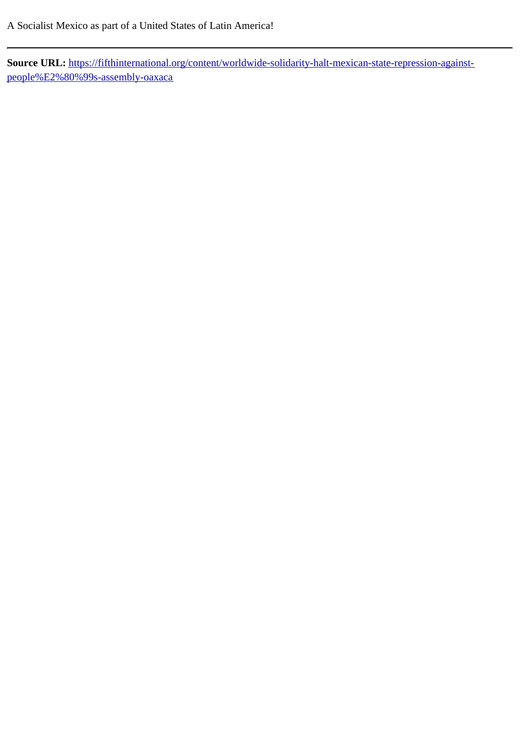A Socialist Mexico as part of a United States of Latin America!

---

**Source URL:** [https://fifthinternational.org/content/worldwide-solidarity-halt-mexican-state-repression-against-people%E2%80%99s-assembly-oaxaca](https://fifthinternational.org/content/worldwide-solidarity-halt-mexican-state-repression-against-people%E2%80%99s-assembly-oaxaca)